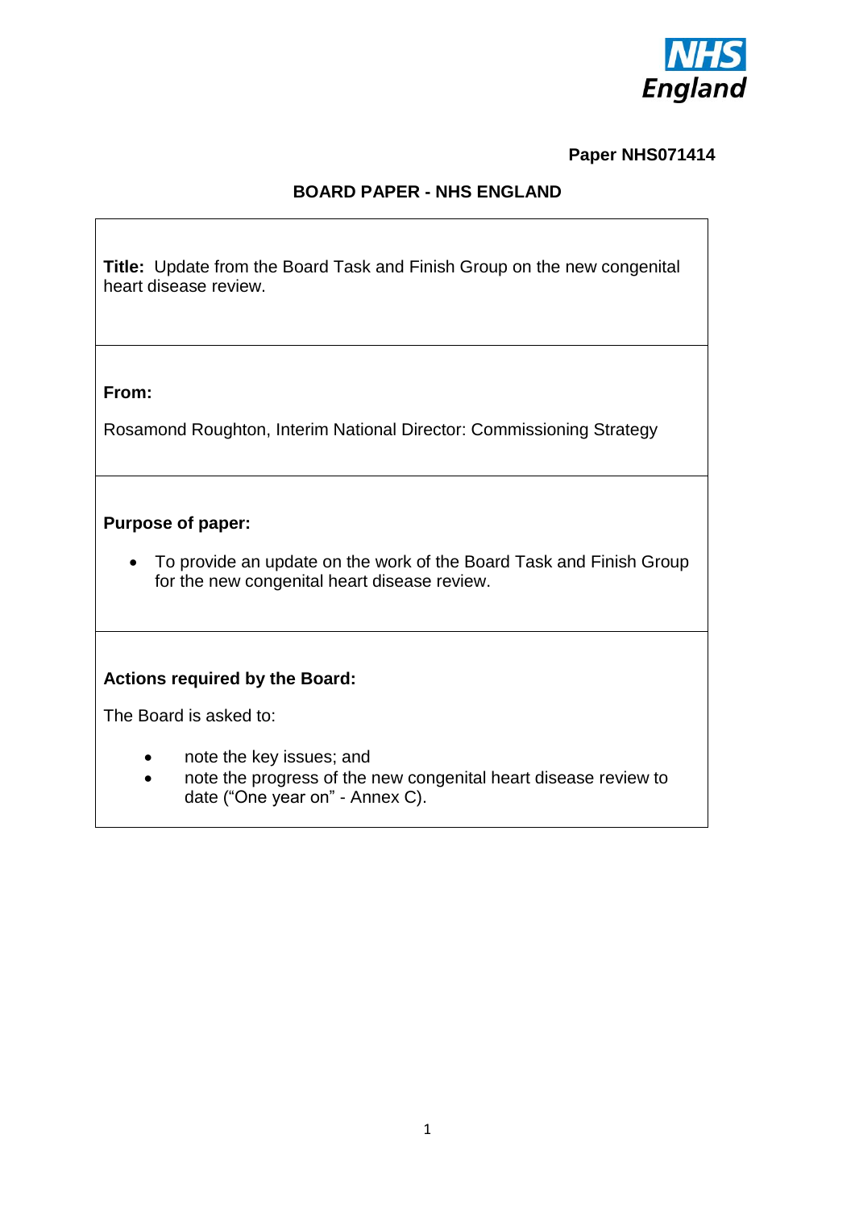**Paper NHS071414**

## BOARD PAPER - NHS ENGLAND

**Title:** Update from the Board Task and Finish Group on the new congenital heart disease review.

**From:**

Rosamond Roughton, Interim National Director: Commissioning Strategy

**Purpose of paper:**

- To provide an update on the work of the Board Task and Finish Group for the new congenital heart disease review.

**Actions required by the Board:**

The Board is asked to:

- note the key issues; and
- note the progress of the new congenital heart disease review to date ("One year on" - Annex C).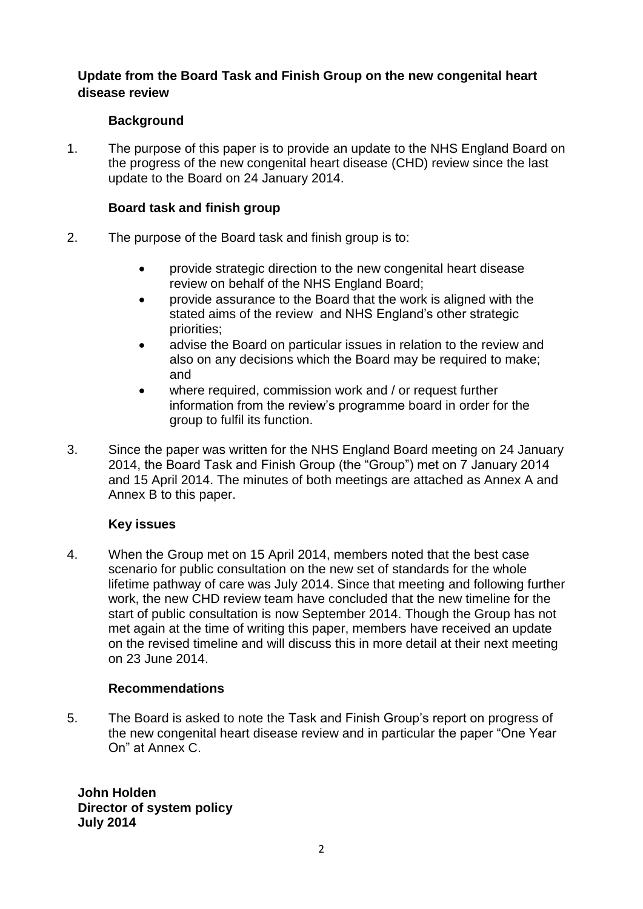**Update from the Board Task and Finish Group on the new congenital heart disease review**

**Background**

1. The purpose of this paper is to provide an update to the NHS England Board on the progress of the new congenital heart disease (CHD) review since the last update to the Board on 24 January 2014.

**Board task and finish group**

2. The purpose of the Board task and finish group is to:

   - provide strategic direction to the new congenital heart disease review on behalf of the NHS England Board;
   - provide assurance to the Board that the work is aligned with the stated aims of the review and NHS England's other strategic priorities;
   - advise the Board on particular issues in relation to the review and also on any decisions which the Board may be required to make; and
   - where required, commission work and / or request further information from the review's programme board in order for the group to fulfil its function.

3. Since the paper was written for the NHS England Board meeting on 24 January 2014, the Board Task and Finish Group (the "Group") met on 7 January 2014 and 15 April 2014. The minutes of both meetings are attached as Annex A and Annex B to this paper.

**Key issues**

4. When the Group met on 15 April 2014, members noted that the best case scenario for public consultation on the new set of standards for the whole lifetime pathway of care was July 2014. Since that meeting and following further work, the new CHD review team have concluded that the new timeline for the start of public consultation is now September 2014. Though the Group has not met again at the time of writing this paper, members have received an update on the revised timeline and will discuss this in more detail at their next meeting on 23 June 2014.

**Recommendations**

5. The Board is asked to note the Task and Finish Group's report on progress of the new congenital heart disease review and in particular the paper "One Year On" at Annex C.

**John Holden**
**Director of system policy**
**July 2014**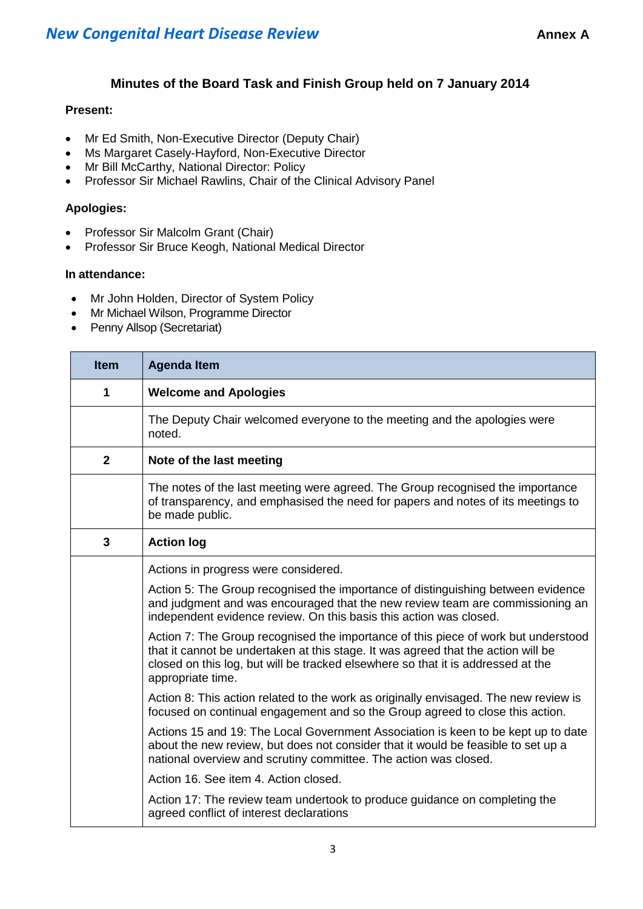**Annex A**

### Minutes of the Board Task and Finish Group held on 7 January 2014

**Present:**

- Mr Ed Smith, Non-Executive Director (Deputy Chair)
- Ms Margaret Casely-Hayford, Non-Executive Director
- Mr Bill McCarthy, National Director: Policy
- Professor Sir Michael Rawlins, Chair of the Clinical Advisory Panel

**Apologies:**

- Professor Sir Malcolm Grant (Chair)
- Professor Sir Bruce Keogh, National Medical Director

**In attendance:**

- Mr John Holden, Director of System Policy
- Mr Michael Wilson, Programme Director
- Penny Allsop (Secretariat)

| Item | Agenda Item |
|---|---|
| **1** | **Welcome and Apologies** |
| | The Deputy Chair welcomed everyone to the meeting and the apologies were noted. |
| **2** | **Note of the last meeting** |
| | The notes of the last meeting were agreed. The Group recognised the importance of transparency, and emphasised the need for papers and notes of its meetings to be made public. |
| **3** | **Action log** |
| | Actions in progress were considered.<br><br>Action 5: The Group recognised the importance of distinguishing between evidence and judgment and was encouraged that the new review team are commissioning an independent evidence review. On this basis this action was closed.<br><br>Action 7: The Group recognised the importance of this piece of work but understood that it cannot be undertaken at this stage. It was agreed that the action will be closed on this log, but will be tracked elsewhere so that it is addressed at the appropriate time.<br><br>Action 8: This action related to the work as originally envisaged. The new review is focused on continual engagement and so the Group agreed to close this action.<br><br>Actions 15 and 19: The Local Government Association is keen to be kept up to date about the new review, but does not consider that it would be feasible to set up a national overview and scrutiny committee. The action was closed.<br><br>Action 16. See item 4. Action closed.<br><br>Action 17: The review team undertook to produce guidance on completing the agreed conflict of interest declarations |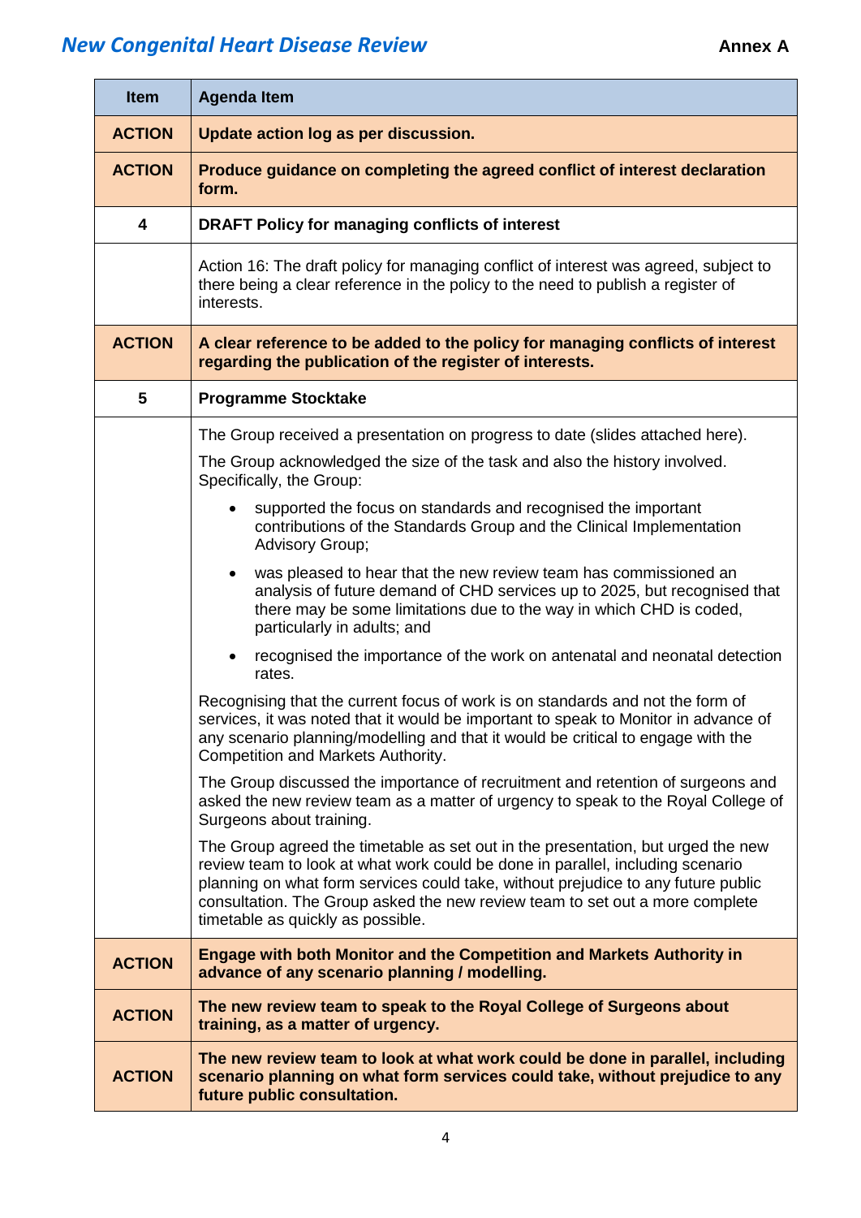| Item | Agenda Item |
|---|---|
| **ACTION** | **Update action log as per discussion.** |
| **ACTION** | **Produce guidance on completing the agreed conflict of interest declaration form.** |
| **4** | **DRAFT Policy for managing conflicts of interest** |
| | Action 16: The draft policy for managing conflict of interest was agreed, subject to there being a clear reference in the policy to the need to publish a register of interests. |
| **ACTION** | **A clear reference to be added to the policy for managing conflicts of interest regarding the publication of the register of interests.** |
| **5** | **Programme Stocktake** |
| | The Group received a presentation on progress to date (slides attached here).<br><br>The Group acknowledged the size of the task and also the history involved. Specifically, the Group:<br><br>• supported the focus on standards and recognised the important contributions of the Standards Group and the Clinical Implementation Advisory Group;<br>• was pleased to hear that the new review team has commissioned an analysis of future demand of CHD services up to 2025, but recognised that there may be some limitations due to the way in which CHD is coded, particularly in adults; and<br>• recognised the importance of the work on antenatal and neonatal detection rates.<br><br>Recognising that the current focus of work is on standards and not the form of services, it was noted that it would be important to speak to Monitor in advance of any scenario planning/modelling and that it would be critical to engage with the Competition and Markets Authority.<br><br>The Group discussed the importance of recruitment and retention of surgeons and asked the new review team as a matter of urgency to speak to the Royal College of Surgeons about training.<br><br>The Group agreed the timetable as set out in the presentation, but urged the new review team to look at what work could be done in parallel, including scenario planning on what form services could take, without prejudice to any future public consultation. The Group asked the new review team to set out a more complete timetable as quickly as possible. |
| **ACTION** | **Engage with both Monitor and the Competition and Markets Authority in advance of any scenario planning / modelling.** |
| **ACTION** | **The new review team to speak to the Royal College of Surgeons about training, as a matter of urgency.** |
| **ACTION** | **The new review team to look at what work could be done in parallel, including scenario planning on what form services could take, without prejudice to any future public consultation.** |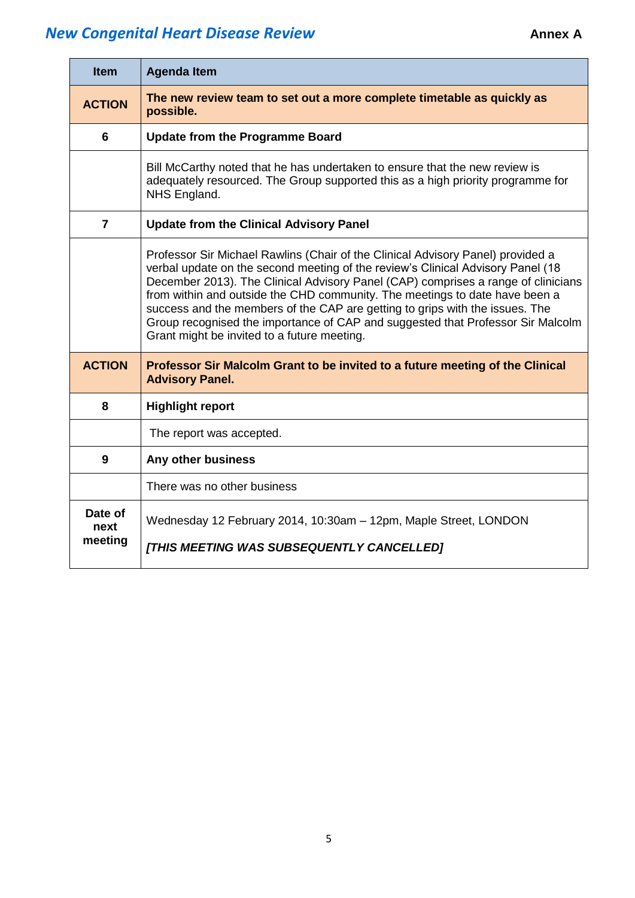| Item | Agenda Item |
|---|---|
| **ACTION** | **The new review team to set out a more complete timetable as quickly as possible.** |
| **6** | **Update from the Programme Board** |
| | Bill McCarthy noted that he has undertaken to ensure that the new review is adequately resourced. The Group supported this as a high priority programme for NHS England. |
| **7** | **Update from the Clinical Advisory Panel** |
| | Professor Sir Michael Rawlins (Chair of the Clinical Advisory Panel) provided a verbal update on the second meeting of the review's Clinical Advisory Panel (18 December 2013). The Clinical Advisory Panel (CAP) comprises a range of clinicians from within and outside the CHD community. The meetings to date have been a success and the members of the CAP are getting to grips with the issues. The Group recognised the importance of CAP and suggested that Professor Sir Malcolm Grant might be invited to a future meeting. |
| **ACTION** | **Professor Sir Malcolm Grant to be invited to a future meeting of the Clinical Advisory Panel.** |
| **8** | **Highlight report** |
| | The report was accepted. |
| **9** | **Any other business** |
| | There was no other business |
| **Date of next meeting** | Wednesday 12 February 2014, 10:30am – 12pm, Maple Street, LONDON<br>***[THIS MEETING WAS SUBSEQUENTLY CANCELLED]*** |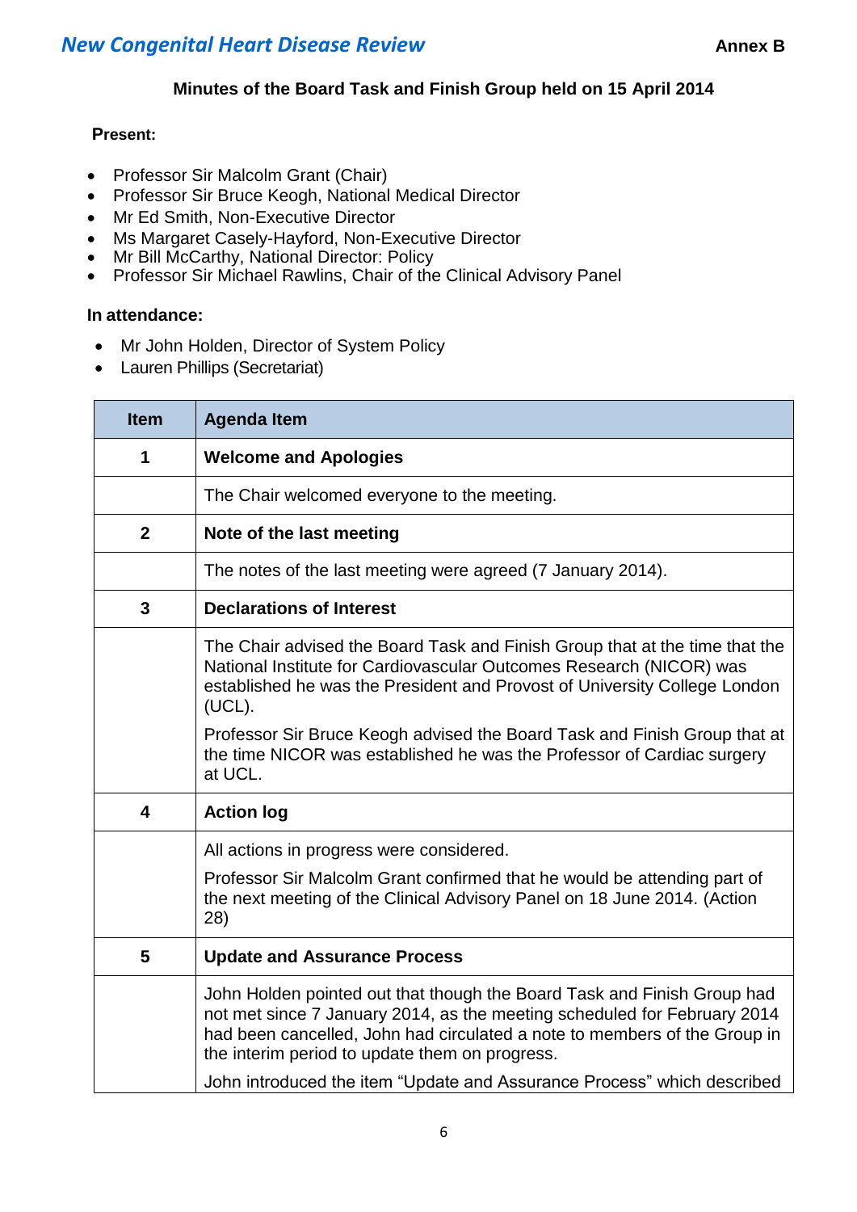**New Congenital Heart Disease Review** **Annex B**

**Minutes of the Board Task and Finish Group held on 15 April 2014**

**Present:**

- Professor Sir Malcolm Grant (Chair)
- Professor Sir Bruce Keogh, National Medical Director
- Mr Ed Smith, Non-Executive Director
- Ms Margaret Casely-Hayford, Non-Executive Director
- Mr Bill McCarthy, National Director: Policy
- Professor Sir Michael Rawlins, Chair of the Clinical Advisory Panel

**In attendance:**

- Mr John Holden, Director of System Policy
- Lauren Phillips (Secretariat)

| Item | Agenda Item |
|---|---|
| **1** | **Welcome and Apologies** |
| | The Chair welcomed everyone to the meeting. |
| **2** | **Note of the last meeting** |
| | The notes of the last meeting were agreed (7 January 2014). |
| **3** | **Declarations of Interest** |
| | The Chair advised the Board Task and Finish Group that at the time that the National Institute for Cardiovascular Outcomes Research (NICOR) was established he was the President and Provost of University College London (UCL). <br><br> Professor Sir Bruce Keogh advised the Board Task and Finish Group that at the time NICOR was established he was the Professor of Cardiac surgery at UCL. |
| **4** | **Action log** |
| | All actions in progress were considered. <br><br> Professor Sir Malcolm Grant confirmed that he would be attending part of the next meeting of the Clinical Advisory Panel on 18 June 2014. (Action 28) |
| **5** | **Update and Assurance Process** |
| | John Holden pointed out that though the Board Task and Finish Group had not met since 7 January 2014, as the meeting scheduled for February 2014 had been cancelled, John had circulated a note to members of the Group in the interim period to update them on progress. <br><br> John introduced the item "Update and Assurance Process" which described |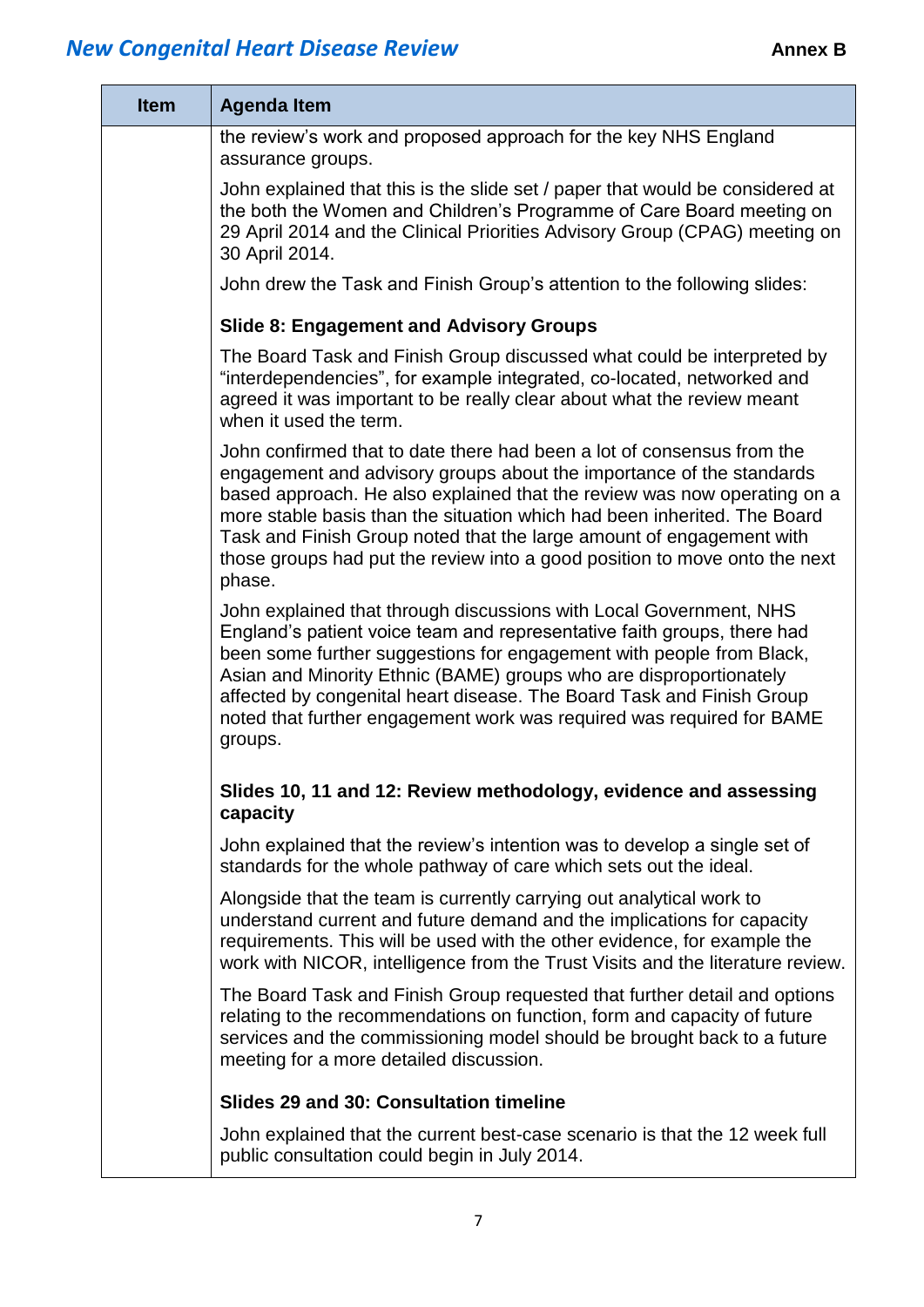| Item | Agenda Item |
|---|---|
| | the review's work and proposed approach for the key NHS England assurance groups.<br><br>John explained that this is the slide set / paper that would be considered at the both the Women and Children's Programme of Care Board meeting on 29 April 2014 and the Clinical Priorities Advisory Group (CPAG) meeting on 30 April 2014.<br><br>John drew the Task and Finish Group's attention to the following slides:<br><br>**Slide 8: Engagement and Advisory Groups**<br><br>The Board Task and Finish Group discussed what could be interpreted by "interdependencies", for example integrated, co-located, networked and agreed it was important to be really clear about what the review meant when it used the term.<br><br>John confirmed that to date there had been a lot of consensus from the engagement and advisory groups about the importance of the standards based approach. He also explained that the review was now operating on a more stable basis than the situation which had been inherited. The Board Task and Finish Group noted that the large amount of engagement with those groups had put the review into a good position to move onto the next phase.<br><br>John explained that through discussions with Local Government, NHS England's patient voice team and representative faith groups, there had been some further suggestions for engagement with people from Black, Asian and Minority Ethnic (BAME) groups who are disproportionately affected by congenital heart disease. The Board Task and Finish Group noted that further engagement work was required was required for BAME groups.<br><br>**Slides 10, 11 and 12: Review methodology, evidence and assessing capacity**<br><br>John explained that the review's intention was to develop a single set of standards for the whole pathway of care which sets out the ideal.<br><br>Alongside that the team is currently carrying out analytical work to understand current and future demand and the implications for capacity requirements. This will be used with the other evidence, for example the work with NICOR, intelligence from the Trust Visits and the literature review.<br><br>The Board Task and Finish Group requested that further detail and options relating to the recommendations on function, form and capacity of future services and the commissioning model should be brought back to a future meeting for a more detailed discussion.<br><br>**Slides 29 and 30: Consultation timeline**<br><br>John explained that the current best-case scenario is that the 12 week full public consultation could begin in July 2014. |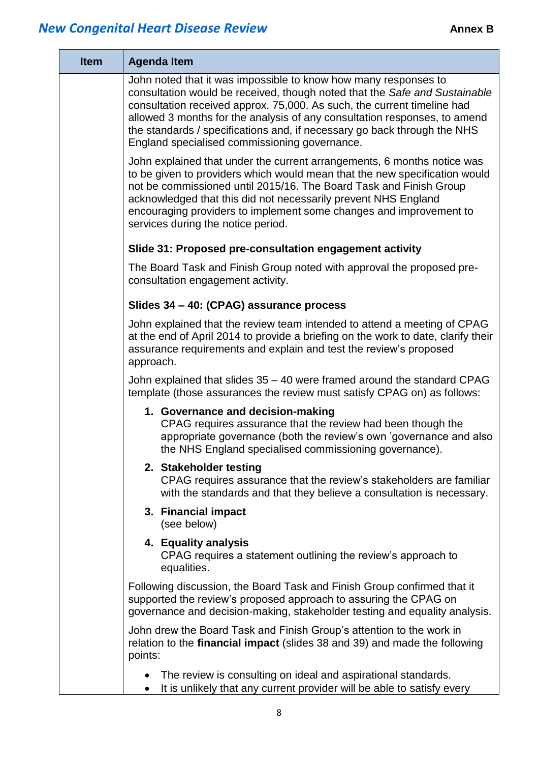| Item | Agenda Item |
|---|---|
| | John noted that it was impossible to know how many responses to consultation would be received, though noted that the *Safe and Sustainable* consultation received approx. 75,000. As such, the current timeline had allowed 3 months for the analysis of any consultation responses, to amend the standards / specifications and, if necessary go back through the NHS England specialised commissioning governance.<br><br>John explained that under the current arrangements, 6 months notice was to be given to providers which would mean that the new specification would not be commissioned until 2015/16. The Board Task and Finish Group acknowledged that this did not necessarily prevent NHS England encouraging providers to implement some changes and improvement to services during the notice period.<br><br>**Slide 31: Proposed pre-consultation engagement activity**<br><br>The Board Task and Finish Group noted with approval the proposed pre-consultation engagement activity.<br><br>**Slides 34 – 40: (CPAG) assurance process**<br><br>John explained that the review team intended to attend a meeting of CPAG at the end of April 2014 to provide a briefing on the work to date, clarify their assurance requirements and explain and test the review's proposed approach.<br><br>John explained that slides 35 – 40 were framed around the standard CPAG template (those assurances the review must satisfy CPAG on) as follows:<br><br>1. **Governance and decision-making**<br>CPAG requires assurance that the review had been though the appropriate governance (both the review's own 'governance and also the NHS England specialised commissioning governance).<br>2. **Stakeholder testing**<br>CPAG requires assurance that the review's stakeholders are familiar with the standards and that they believe a consultation is necessary.<br>3. **Financial impact**<br>(see below)<br>4. **Equality analysis**<br>CPAG requires a statement outlining the review's approach to equalities.<br><br>Following discussion, the Board Task and Finish Group confirmed that it supported the review's proposed approach to assuring the CPAG on governance and decision-making, stakeholder testing and equality analysis.<br><br>John drew the Board Task and Finish Group's attention to the work in relation to the **financial impact** (slides 38 and 39) and made the following points:<br><br>• The review is consulting on ideal and aspirational standards.<br>• It is unlikely that any current provider will be able to satisfy every |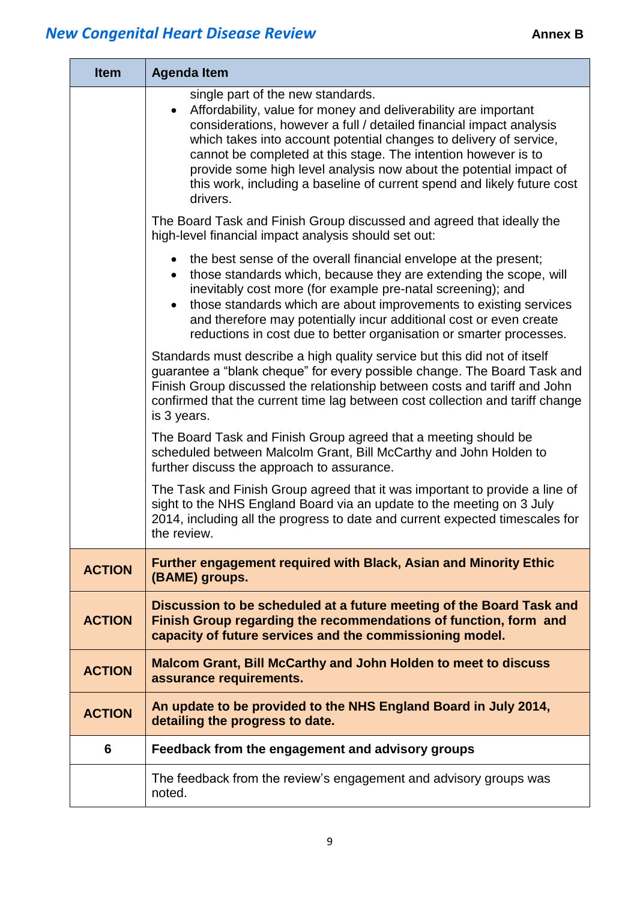| Item | Agenda Item |
|---|---|
| | single part of the new standards.<br>• Affordability, value for money and deliverability are important considerations, however a full / detailed financial impact analysis which takes into account potential changes to delivery of service, cannot be completed at this stage. The intention however is to provide some high level analysis now about the potential impact of this work, including a baseline of current spend and likely future cost drivers.<br><br>The Board Task and Finish Group discussed and agreed that ideally the high-level financial impact analysis should set out:<br><br>• the best sense of the overall financial envelope at the present;<br>• those standards which, because they are extending the scope, will inevitably cost more (for example pre-natal screening); and<br>• those standards which are about improvements to existing services and therefore may potentially incur additional cost or even create reductions in cost due to better organisation or smarter processes.<br><br>Standards must describe a high quality service but this did not of itself guarantee a "blank cheque" for every possible change. The Board Task and Finish Group discussed the relationship between costs and tariff and John confirmed that the current time lag between cost collection and tariff change is 3 years.<br><br>The Board Task and Finish Group agreed that a meeting should be scheduled between Malcolm Grant, Bill McCarthy and John Holden to further discuss the approach to assurance.<br><br>The Task and Finish Group agreed that it was important to provide a line of sight to the NHS England Board via an update to the meeting on 3 July 2014, including all the progress to date and current expected timescales for the review. |
| **ACTION** | **Further engagement required with Black, Asian and Minority Ethic (BAME) groups.** |
| **ACTION** | **Discussion to be scheduled at a future meeting of the Board Task and Finish Group regarding the recommendations of function, form and capacity of future services and the commissioning model.** |
| **ACTION** | **Malcom Grant, Bill McCarthy and John Holden to meet to discuss assurance requirements.** |
| **ACTION** | **An update to be provided to the NHS England Board in July 2014, detailing the progress to date.** |
| **6** | **Feedback from the engagement and advisory groups** |
| | The feedback from the review's engagement and advisory groups was noted. |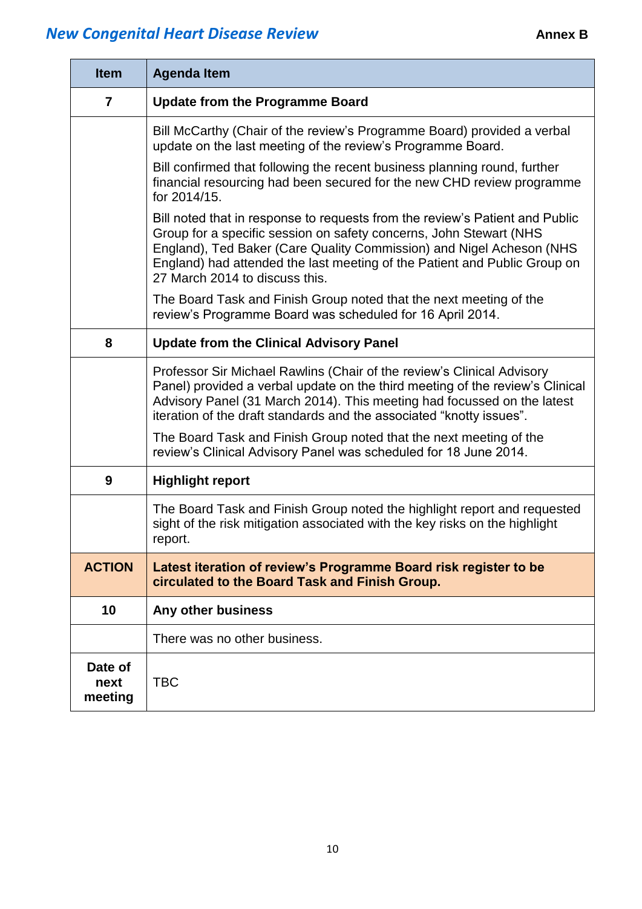| Item | Agenda Item |
|---|---|
| **7** | **Update from the Programme Board** |
| | Bill McCarthy (Chair of the review's Programme Board) provided a verbal update on the last meeting of the review's Programme Board. Bill confirmed that following the recent business planning round, further financial resourcing had been secured for the new CHD review programme for 2014/15. Bill noted that in response to requests from the review's Patient and Public Group for a specific session on safety concerns, John Stewart (NHS England), Ted Baker (Care Quality Commission) and Nigel Acheson (NHS England) had attended the last meeting of the Patient and Public Group on 27 March 2014 to discuss this. The Board Task and Finish Group noted that the next meeting of the review's Programme Board was scheduled for 16 April 2014. |
| **8** | **Update from the Clinical Advisory Panel** |
| | Professor Sir Michael Rawlins (Chair of the review's Clinical Advisory Panel) provided a verbal update on the third meeting of the review's Clinical Advisory Panel (31 March 2014). This meeting had focussed on the latest iteration of the draft standards and the associated "knotty issues". The Board Task and Finish Group noted that the next meeting of the review's Clinical Advisory Panel was scheduled for 18 June 2014. |
| **9** | **Highlight report** |
| | The Board Task and Finish Group noted the highlight report and requested sight of the risk mitigation associated with the key risks on the highlight report. |
| **ACTION** | **Latest iteration of review's Programme Board risk register to be circulated to the Board Task and Finish Group.** |
| **10** | **Any other business** |
| | There was no other business. |
| **Date of next meeting** | TBC |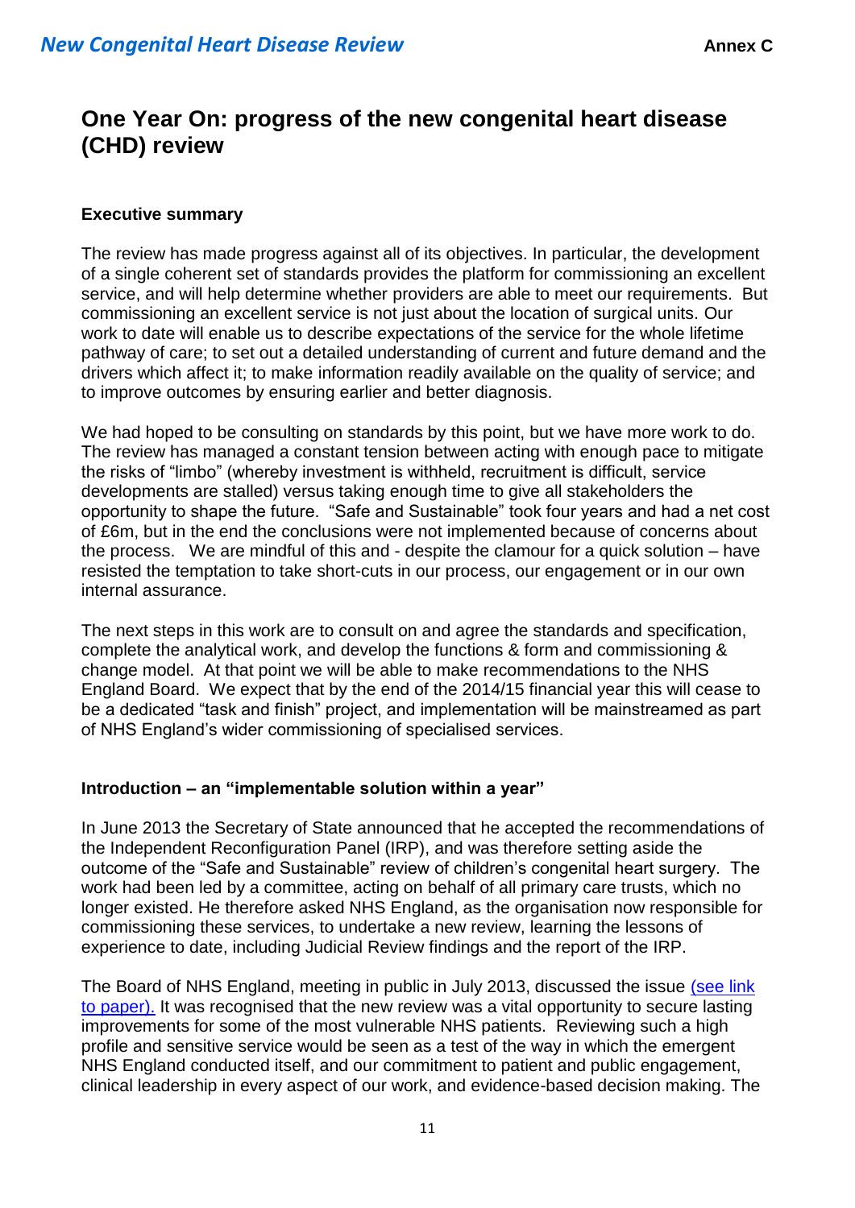# One Year On: progress of the new congenital heart disease (CHD) review

### Executive summary

The review has made progress against all of its objectives. In particular, the development of a single coherent set of standards provides the platform for commissioning an excellent service, and will help determine whether providers are able to meet our requirements. But commissioning an excellent service is not just about the location of surgical units. Our work to date will enable us to describe expectations of the service for the whole lifetime pathway of care; to set out a detailed understanding of current and future demand and the drivers which affect it; to make information readily available on the quality of service; and to improve outcomes by ensuring earlier and better diagnosis.

We had hoped to be consulting on standards by this point, but we have more work to do. The review has managed a constant tension between acting with enough pace to mitigate the risks of "limbo" (whereby investment is withheld, recruitment is difficult, service developments are stalled) versus taking enough time to give all stakeholders the opportunity to shape the future. "Safe and Sustainable" took four years and had a net cost of £6m, but in the end the conclusions were not implemented because of concerns about the process. We are mindful of this and - despite the clamour for a quick solution – have resisted the temptation to take short-cuts in our process, our engagement or in our own internal assurance.

The next steps in this work are to consult on and agree the standards and specification, complete the analytical work, and develop the functions & form and commissioning & change model. At that point we will be able to make recommendations to the NHS England Board. We expect that by the end of the 2014/15 financial year this will cease to be a dedicated "task and finish" project, and implementation will be mainstreamed as part of NHS England's wider commissioning of specialised services.

### Introduction – an "implementable solution within a year"

In June 2013 the Secretary of State announced that he accepted the recommendations of the Independent Reconfiguration Panel (IRP), and was therefore setting aside the outcome of the "Safe and Sustainable" review of children's congenital heart surgery. The work had been led by a committee, acting on behalf of all primary care trusts, which no longer existed. He therefore asked NHS England, as the organisation now responsible for commissioning these services, to undertake a new review, learning the lessons of experience to date, including Judicial Review findings and the report of the IRP.

The Board of NHS England, meeting in public in July 2013, discussed the issue (see link to paper). It was recognised that the new review was a vital opportunity to secure lasting improvements for some of the most vulnerable NHS patients. Reviewing such a high profile and sensitive service would be seen as a test of the way in which the emergent NHS England conducted itself, and our commitment to patient and public engagement, clinical leadership in every aspect of our work, and evidence-based decision making. The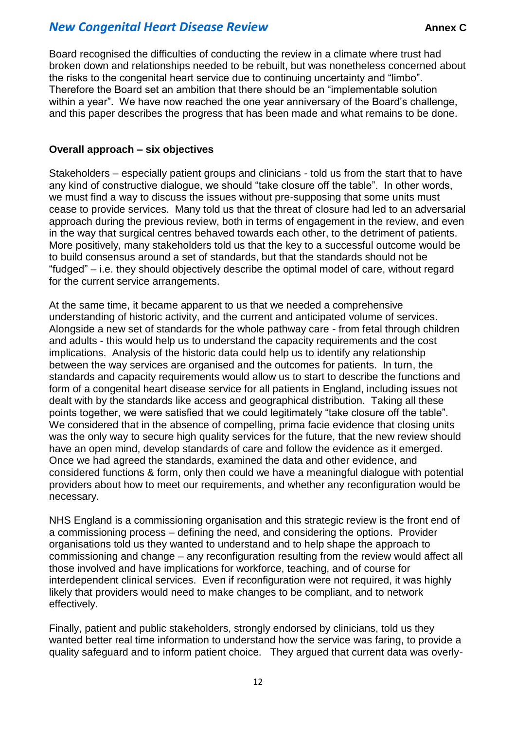Board recognised the difficulties of conducting the review in a climate where trust had broken down and relationships needed to be rebuilt, but was nonetheless concerned about the risks to the congenital heart service due to continuing uncertainty and "limbo". Therefore the Board set an ambition that there should be an "implementable solution within a year". We have now reached the one year anniversary of the Board's challenge, and this paper describes the progress that has been made and what remains to be done.

**Overall approach – six objectives**

Stakeholders – especially patient groups and clinicians - told us from the start that to have any kind of constructive dialogue, we should "take closure off the table". In other words, we must find a way to discuss the issues without pre-supposing that some units must cease to provide services. Many told us that the threat of closure had led to an adversarial approach during the previous review, both in terms of engagement in the review, and even in the way that surgical centres behaved towards each other, to the detriment of patients. More positively, many stakeholders told us that the key to a successful outcome would be to build consensus around a set of standards, but that the standards should not be "fudged" – i.e. they should objectively describe the optimal model of care, without regard for the current service arrangements.

At the same time, it became apparent to us that we needed a comprehensive understanding of historic activity, and the current and anticipated volume of services. Alongside a new set of standards for the whole pathway care - from fetal through children and adults - this would help us to understand the capacity requirements and the cost implications. Analysis of the historic data could help us to identify any relationship between the way services are organised and the outcomes for patients. In turn, the standards and capacity requirements would allow us to start to describe the functions and form of a congenital heart disease service for all patients in England, including issues not dealt with by the standards like access and geographical distribution. Taking all these points together, we were satisfied that we could legitimately "take closure off the table". We considered that in the absence of compelling, prima facie evidence that closing units was the only way to secure high quality services for the future, that the new review should have an open mind, develop standards of care and follow the evidence as it emerged. Once we had agreed the standards, examined the data and other evidence, and considered functions & form, only then could we have a meaningful dialogue with potential providers about how to meet our requirements, and whether any reconfiguration would be necessary.

NHS England is a commissioning organisation and this strategic review is the front end of a commissioning process – defining the need, and considering the options. Provider organisations told us they wanted to understand and to help shape the approach to commissioning and change – any reconfiguration resulting from the review would affect all those involved and have implications for workforce, teaching, and of course for interdependent clinical services. Even if reconfiguration were not required, it was highly likely that providers would need to make changes to be compliant, and to network effectively.

Finally, patient and public stakeholders, strongly endorsed by clinicians, told us they wanted better real time information to understand how the service was faring, to provide a quality safeguard and to inform patient choice. They argued that current data was overly-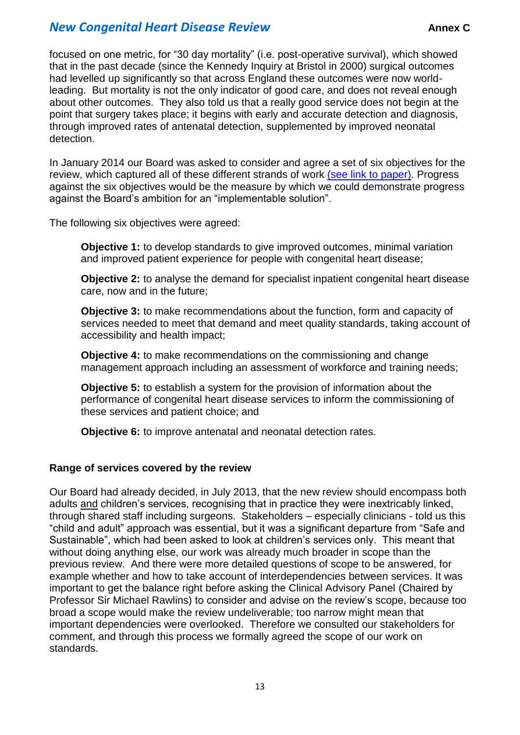focused on one metric, for "30 day mortality" (i.e. post-operative survival), which showed that in the past decade (since the Kennedy Inquiry at Bristol in 2000) surgical outcomes had levelled up significantly so that across England these outcomes were now world-leading. But mortality is not the only indicator of good care, and does not reveal enough about other outcomes. They also told us that a really good service does not begin at the point that surgery takes place; it begins with early and accurate detection and diagnosis, through improved rates of antenatal detection, supplemented by improved neonatal detection.

In January 2014 our Board was asked to consider and agree a set of six objectives for the review, which captured all of these different strands of work (see link to paper). Progress against the six objectives would be the measure by which we could demonstrate progress against the Board's ambition for an "implementable solution".

The following six objectives were agreed:

> **Objective 1:** to develop standards to give improved outcomes, minimal variation and improved patient experience for people with congenital heart disease;
>
> **Objective 2:** to analyse the demand for specialist inpatient congenital heart disease care, now and in the future;
>
> **Objective 3:** to make recommendations about the function, form and capacity of services needed to meet that demand and meet quality standards, taking account of accessibility and health impact;
>
> **Objective 4:** to make recommendations on the commissioning and change management approach including an assessment of workforce and training needs;
>
> **Objective 5:** to establish a system for the provision of information about the performance of congenital heart disease services to inform the commissioning of these services and patient choice; and
>
> **Objective 6:** to improve antenatal and neonatal detection rates.

**Range of services covered by the review**

Our Board had already decided, in July 2013, that the new review should encompass both adults and children's services, recognising that in practice they were inextricably linked, through shared staff including surgeons. Stakeholders – especially clinicians - told us this "child and adult" approach was essential, but it was a significant departure from "Safe and Sustainable", which had been asked to look at children's services only. This meant that without doing anything else, our work was already much broader in scope than the previous review. And there were more detailed questions of scope to be answered, for example whether and how to take account of interdependencies between services. It was important to get the balance right before asking the Clinical Advisory Panel (Chaired by Professor Sir Michael Rawlins) to consider and advise on the review's scope, because too broad a scope would make the review undeliverable; too narrow might mean that important dependencies were overlooked. Therefore we consulted our stakeholders for comment, and through this process we formally agreed the scope of our work on standards.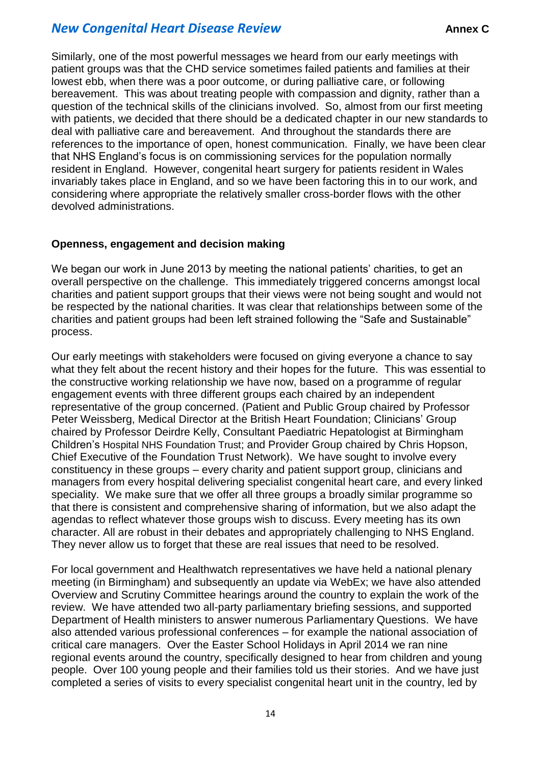Similarly, one of the most powerful messages we heard from our early meetings with patient groups was that the CHD service sometimes failed patients and families at their lowest ebb, when there was a poor outcome, or during palliative care, or following bereavement. This was about treating people with compassion and dignity, rather than a question of the technical skills of the clinicians involved. So, almost from our first meeting with patients, we decided that there should be a dedicated chapter in our new standards to deal with palliative care and bereavement. And throughout the standards there are references to the importance of open, honest communication. Finally, we have been clear that NHS England's focus is on commissioning services for the population normally resident in England. However, congenital heart surgery for patients resident in Wales invariably takes place in England, and so we have been factoring this in to our work, and considering where appropriate the relatively smaller cross-border flows with the other devolved administrations.

**Openness, engagement and decision making**

We began our work in June 2013 by meeting the national patients' charities, to get an overall perspective on the challenge. This immediately triggered concerns amongst local charities and patient support groups that their views were not being sought and would not be respected by the national charities. It was clear that relationships between some of the charities and patient groups had been left strained following the "Safe and Sustainable" process.

Our early meetings with stakeholders were focused on giving everyone a chance to say what they felt about the recent history and their hopes for the future. This was essential to the constructive working relationship we have now, based on a programme of regular engagement events with three different groups each chaired by an independent representative of the group concerned. (Patient and Public Group chaired by Professor Peter Weissberg, Medical Director at the British Heart Foundation; Clinicians' Group chaired by Professor Deirdre Kelly, Consultant Paediatric Hepatologist at Birmingham Children's Hospital NHS Foundation Trust; and Provider Group chaired by Chris Hopson, Chief Executive of the Foundation Trust Network). We have sought to involve every constituency in these groups – every charity and patient support group, clinicians and managers from every hospital delivering specialist congenital heart care, and every linked speciality. We make sure that we offer all three groups a broadly similar programme so that there is consistent and comprehensive sharing of information, but we also adapt the agendas to reflect whatever those groups wish to discuss. Every meeting has its own character. All are robust in their debates and appropriately challenging to NHS England. They never allow us to forget that these are real issues that need to be resolved.

For local government and Healthwatch representatives we have held a national plenary meeting (in Birmingham) and subsequently an update via WebEx; we have also attended Overview and Scrutiny Committee hearings around the country to explain the work of the review. We have attended two all-party parliamentary briefing sessions, and supported Department of Health ministers to answer numerous Parliamentary Questions. We have also attended various professional conferences – for example the national association of critical care managers. Over the Easter School Holidays in April 2014 we ran nine regional events around the country, specifically designed to hear from children and young people. Over 100 young people and their families told us their stories. And we have just completed a series of visits to every specialist congenital heart unit in the country, led by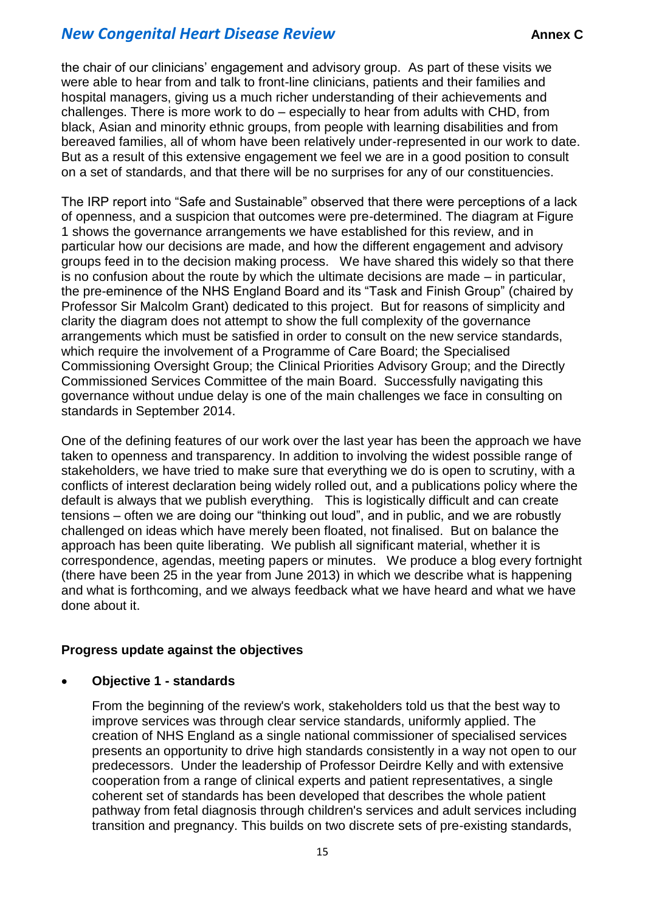the chair of our clinicians' engagement and advisory group. As part of these visits we were able to hear from and talk to front-line clinicians, patients and their families and hospital managers, giving us a much richer understanding of their achievements and challenges. There is more work to do – especially to hear from adults with CHD, from black, Asian and minority ethnic groups, from people with learning disabilities and from bereaved families, all of whom have been relatively under-represented in our work to date. But as a result of this extensive engagement we feel we are in a good position to consult on a set of standards, and that there will be no surprises for any of our constituencies.

The IRP report into "Safe and Sustainable" observed that there were perceptions of a lack of openness, and a suspicion that outcomes were pre-determined. The diagram at Figure 1 shows the governance arrangements we have established for this review, and in particular how our decisions are made, and how the different engagement and advisory groups feed in to the decision making process. We have shared this widely so that there is no confusion about the route by which the ultimate decisions are made – in particular, the pre-eminence of the NHS England Board and its "Task and Finish Group" (chaired by Professor Sir Malcolm Grant) dedicated to this project. But for reasons of simplicity and clarity the diagram does not attempt to show the full complexity of the governance arrangements which must be satisfied in order to consult on the new service standards, which require the involvement of a Programme of Care Board; the Specialised Commissioning Oversight Group; the Clinical Priorities Advisory Group; and the Directly Commissioned Services Committee of the main Board. Successfully navigating this governance without undue delay is one of the main challenges we face in consulting on standards in September 2014.

One of the defining features of our work over the last year has been the approach we have taken to openness and transparency. In addition to involving the widest possible range of stakeholders, we have tried to make sure that everything we do is open to scrutiny, with a conflicts of interest declaration being widely rolled out, and a publications policy where the default is always that we publish everything. This is logistically difficult and can create tensions – often we are doing our "thinking out loud", and in public, and we are robustly challenged on ideas which have merely been floated, not finalised. But on balance the approach has been quite liberating. We publish all significant material, whether it is correspondence, agendas, meeting papers or minutes. We produce a blog every fortnight (there have been 25 in the year from June 2013) in which we describe what is happening and what is forthcoming, and we always feedback what we have heard and what we have done about it.

### Progress update against the objectives

- **Objective 1 - standards**

  From the beginning of the review's work, stakeholders told us that the best way to improve services was through clear service standards, uniformly applied. The creation of NHS England as a single national commissioner of specialised services presents an opportunity to drive high standards consistently in a way not open to our predecessors. Under the leadership of Professor Deirdre Kelly and with extensive cooperation from a range of clinical experts and patient representatives, a single coherent set of standards has been developed that describes the whole patient pathway from fetal diagnosis through children's services and adult services including transition and pregnancy. This builds on two discrete sets of pre-existing standards,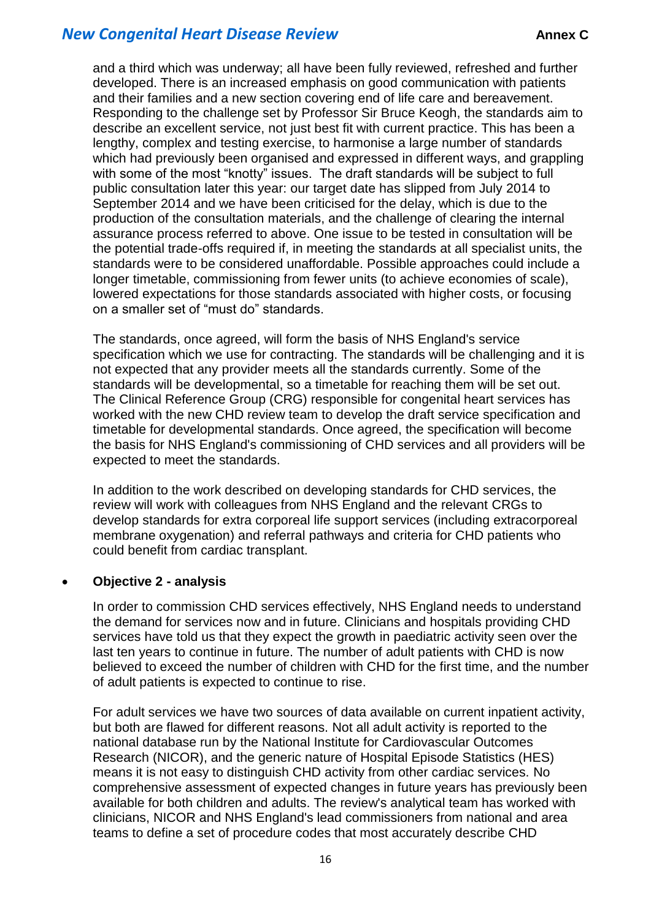and a third which was underway; all have been fully reviewed, refreshed and further developed. There is an increased emphasis on good communication with patients and their families and a new section covering end of life care and bereavement. Responding to the challenge set by Professor Sir Bruce Keogh, the standards aim to describe an excellent service, not just best fit with current practice. This has been a lengthy, complex and testing exercise, to harmonise a large number of standards which had previously been organised and expressed in different ways, and grappling with some of the most "knotty" issues. The draft standards will be subject to full public consultation later this year: our target date has slipped from July 2014 to September 2014 and we have been criticised for the delay, which is due to the production of the consultation materials, and the challenge of clearing the internal assurance process referred to above. One issue to be tested in consultation will be the potential trade-offs required if, in meeting the standards at all specialist units, the standards were to be considered unaffordable. Possible approaches could include a longer timetable, commissioning from fewer units (to achieve economies of scale), lowered expectations for those standards associated with higher costs, or focusing on a smaller set of "must do" standards.

The standards, once agreed, will form the basis of NHS England's service specification which we use for contracting. The standards will be challenging and it is not expected that any provider meets all the standards currently. Some of the standards will be developmental, so a timetable for reaching them will be set out. The Clinical Reference Group (CRG) responsible for congenital heart services has worked with the new CHD review team to develop the draft service specification and timetable for developmental standards. Once agreed, the specification will become the basis for NHS England's commissioning of CHD services and all providers will be expected to meet the standards.

In addition to the work described on developing standards for CHD services, the review will work with colleagues from NHS England and the relevant CRGs to develop standards for extra corporeal life support services (including extracorporeal membrane oxygenation) and referral pathways and criteria for CHD patients who could benefit from cardiac transplant.

- **Objective 2 - analysis**

  In order to commission CHD services effectively, NHS England needs to understand the demand for services now and in future. Clinicians and hospitals providing CHD services have told us that they expect the growth in paediatric activity seen over the last ten years to continue in future. The number of adult patients with CHD is now believed to exceed the number of children with CHD for the first time, and the number of adult patients is expected to continue to rise.

  For adult services we have two sources of data available on current inpatient activity, but both are flawed for different reasons. Not all adult activity is reported to the national database run by the National Institute for Cardiovascular Outcomes Research (NICOR), and the generic nature of Hospital Episode Statistics (HES) means it is not easy to distinguish CHD activity from other cardiac services. No comprehensive assessment of expected changes in future years has previously been available for both children and adults. The review's analytical team has worked with clinicians, NICOR and NHS England's lead commissioners from national and area teams to define a set of procedure codes that most accurately describe CHD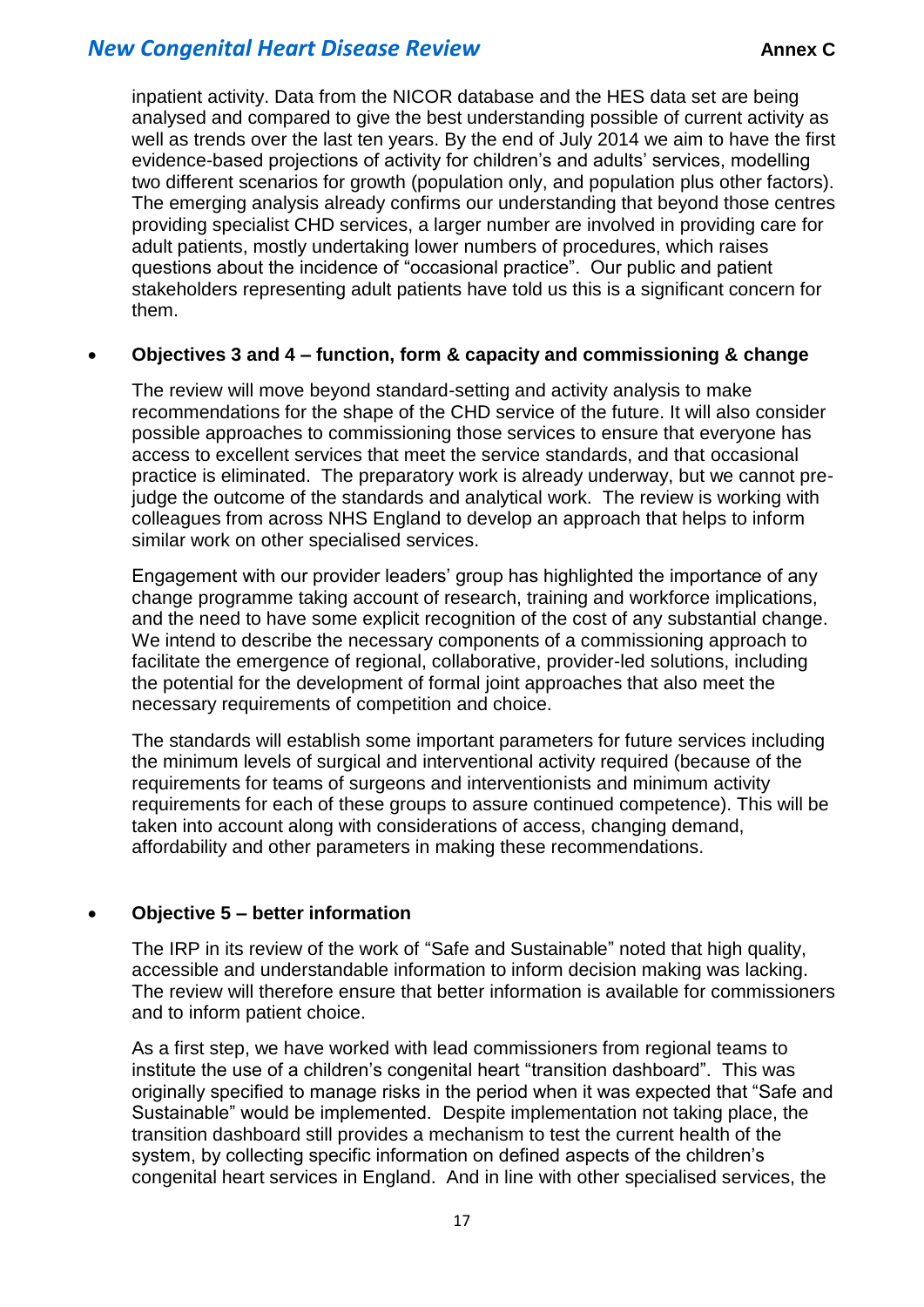inpatient activity. Data from the NICOR database and the HES data set are being analysed and compared to give the best understanding possible of current activity as well as trends over the last ten years. By the end of July 2014 we aim to have the first evidence-based projections of activity for children's and adults' services, modelling two different scenarios for growth (population only, and population plus other factors). The emerging analysis already confirms our understanding that beyond those centres providing specialist CHD services, a larger number are involved in providing care for adult patients, mostly undertaking lower numbers of procedures, which raises questions about the incidence of "occasional practice". Our public and patient stakeholders representing adult patients have told us this is a significant concern for them.

- **Objectives 3 and 4 – function, form & capacity and commissioning & change**

  The review will move beyond standard-setting and activity analysis to make recommendations for the shape of the CHD service of the future. It will also consider possible approaches to commissioning those services to ensure that everyone has access to excellent services that meet the service standards, and that occasional practice is eliminated. The preparatory work is already underway, but we cannot pre-judge the outcome of the standards and analytical work. The review is working with colleagues from across NHS England to develop an approach that helps to inform similar work on other specialised services.

  Engagement with our provider leaders' group has highlighted the importance of any change programme taking account of research, training and workforce implications, and the need to have some explicit recognition of the cost of any substantial change. We intend to describe the necessary components of a commissioning approach to facilitate the emergence of regional, collaborative, provider-led solutions, including the potential for the development of formal joint approaches that also meet the necessary requirements of competition and choice.

  The standards will establish some important parameters for future services including the minimum levels of surgical and interventional activity required (because of the requirements for teams of surgeons and interventionists and minimum activity requirements for each of these groups to assure continued competence). This will be taken into account along with considerations of access, changing demand, affordability and other parameters in making these recommendations.

- **Objective 5 – better information**

  The IRP in its review of the work of "Safe and Sustainable" noted that high quality, accessible and understandable information to inform decision making was lacking. The review will therefore ensure that better information is available for commissioners and to inform patient choice.

  As a first step, we have worked with lead commissioners from regional teams to institute the use of a children's congenital heart "transition dashboard". This was originally specified to manage risks in the period when it was expected that "Safe and Sustainable" would be implemented. Despite implementation not taking place, the transition dashboard still provides a mechanism to test the current health of the system, by collecting specific information on defined aspects of the children's congenital heart services in England. And in line with other specialised services, the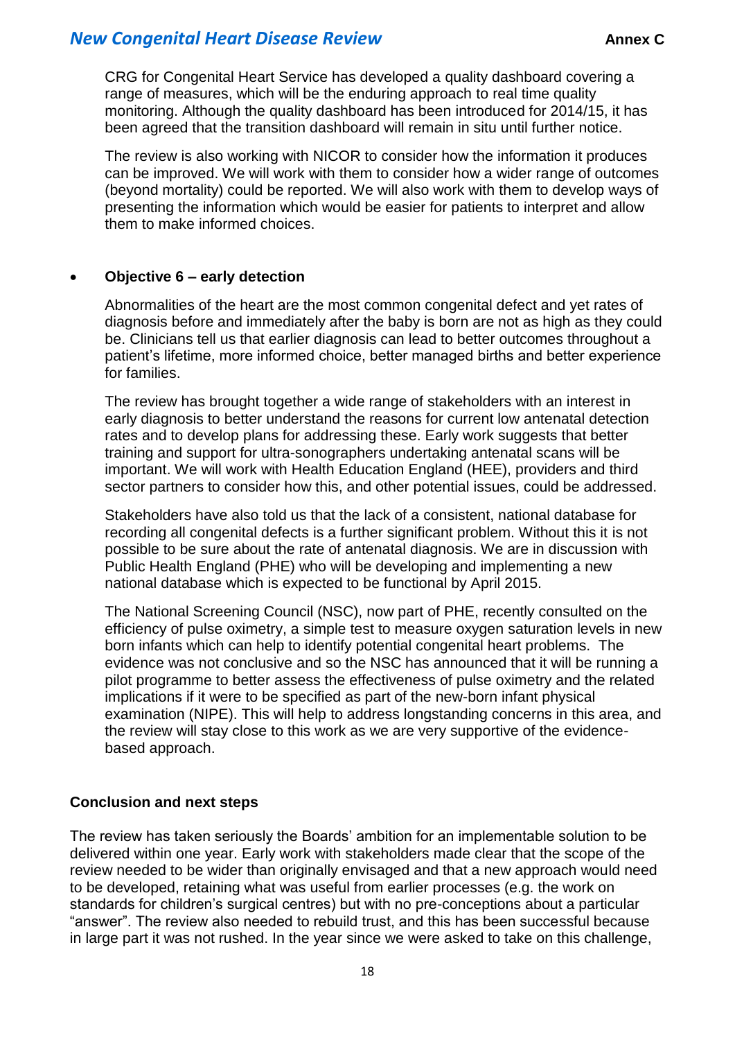CRG for Congenital Heart Service has developed a quality dashboard covering a range of measures, which will be the enduring approach to real time quality monitoring. Although the quality dashboard has been introduced for 2014/15, it has been agreed that the transition dashboard will remain in situ until further notice.

The review is also working with NICOR to consider how the information it produces can be improved. We will work with them to consider how a wider range of outcomes (beyond mortality) could be reported. We will also work with them to develop ways of presenting the information which would be easier for patients to interpret and allow them to make informed choices.

- **Objective 6 – early detection**

  Abnormalities of the heart are the most common congenital defect and yet rates of diagnosis before and immediately after the baby is born are not as high as they could be. Clinicians tell us that earlier diagnosis can lead to better outcomes throughout a patient's lifetime, more informed choice, better managed births and better experience for families.

  The review has brought together a wide range of stakeholders with an interest in early diagnosis to better understand the reasons for current low antenatal detection rates and to develop plans for addressing these. Early work suggests that better training and support for ultra-sonographers undertaking antenatal scans will be important. We will work with Health Education England (HEE), providers and third sector partners to consider how this, and other potential issues, could be addressed.

  Stakeholders have also told us that the lack of a consistent, national database for recording all congenital defects is a further significant problem. Without this it is not possible to be sure about the rate of antenatal diagnosis. We are in discussion with Public Health England (PHE) who will be developing and implementing a new national database which is expected to be functional by April 2015.

  The National Screening Council (NSC), now part of PHE, recently consulted on the efficiency of pulse oximetry, a simple test to measure oxygen saturation levels in new born infants which can help to identify potential congenital heart problems. The evidence was not conclusive and so the NSC has announced that it will be running a pilot programme to better assess the effectiveness of pulse oximetry and the related implications if it were to be specified as part of the new-born infant physical examination (NIPE). This will help to address longstanding concerns in this area, and the review will stay close to this work as we are very supportive of the evidence-based approach.

**Conclusion and next steps**

The review has taken seriously the Boards' ambition for an implementable solution to be delivered within one year. Early work with stakeholders made clear that the scope of the review needed to be wider than originally envisaged and that a new approach would need to be developed, retaining what was useful from earlier processes (e.g. the work on standards for children's surgical centres) but with no pre-conceptions about a particular "answer". The review also needed to rebuild trust, and this has been successful because in large part it was not rushed. In the year since we were asked to take on this challenge,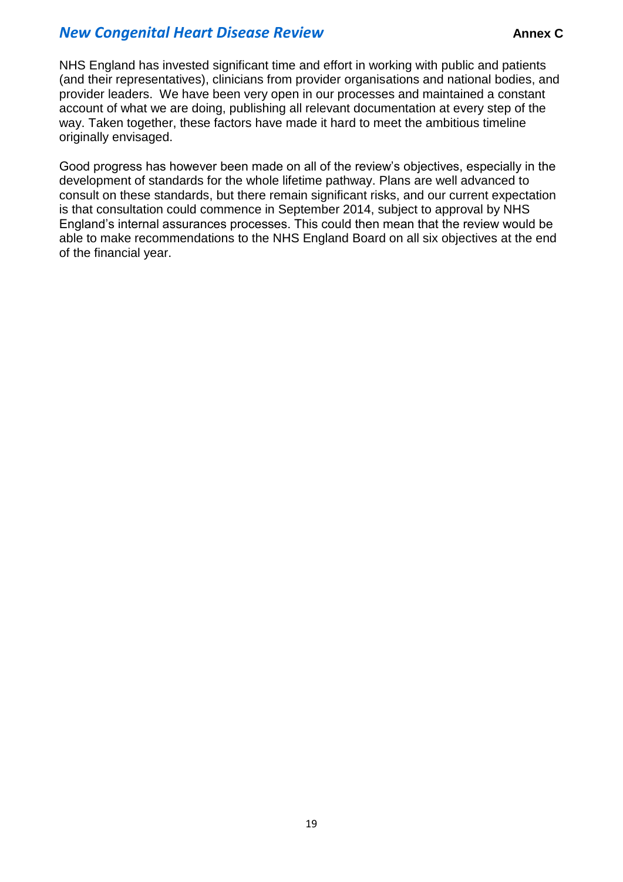NHS England has invested significant time and effort in working with public and patients (and their representatives), clinicians from provider organisations and national bodies, and provider leaders. We have been very open in our processes and maintained a constant account of what we are doing, publishing all relevant documentation at every step of the way. Taken together, these factors have made it hard to meet the ambitious timeline originally envisaged.

Good progress has however been made on all of the review's objectives, especially in the development of standards for the whole lifetime pathway. Plans are well advanced to consult on these standards, but there remain significant risks, and our current expectation is that consultation could commence in September 2014, subject to approval by NHS England's internal assurances processes. This could then mean that the review would be able to make recommendations to the NHS England Board on all six objectives at the end of the financial year.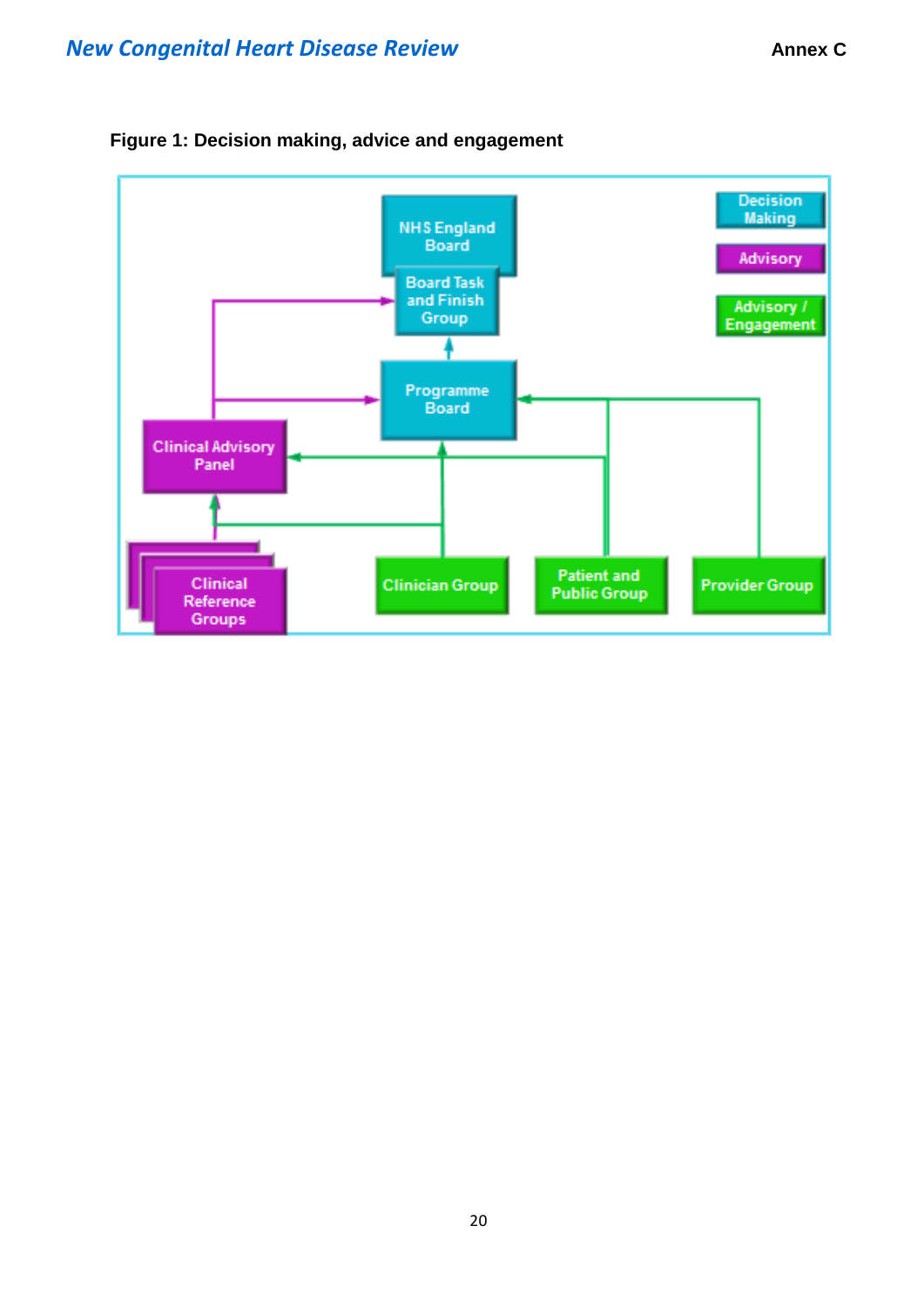**Figure 1: Decision making, advice and engagement**

Decision Making

Advisory

Advisory / Engagement

NHS England Board

Board Task and Finish Group

Programme Board

Clinical Advisory Panel

Clinical Reference Groups

Clinician Group

Patient and Public Group

Provider Group